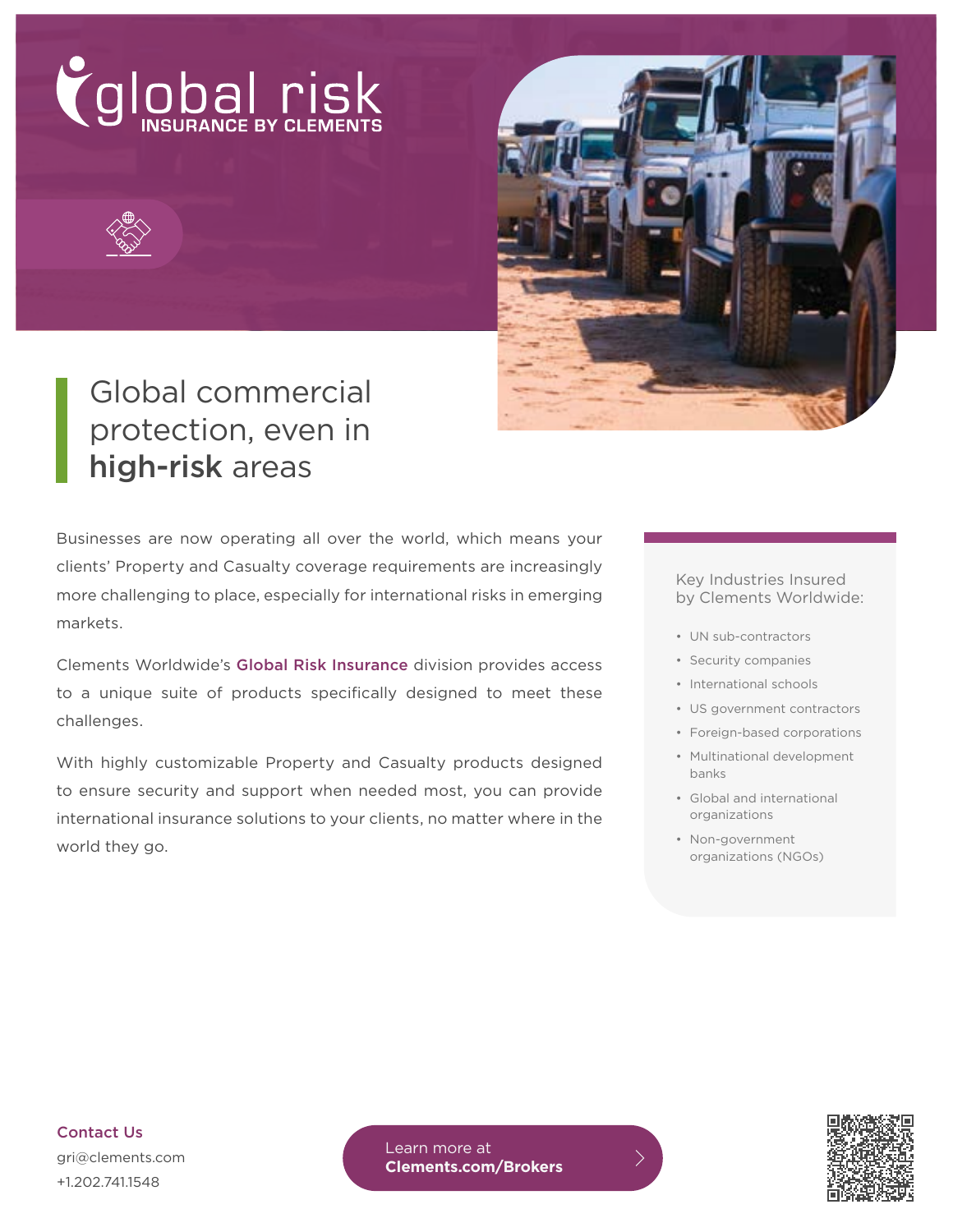# global risk
INSURANCE BY CLEMENTS

## Global commercial protection, even in **high-risk** areas

Businesses are now operating all over the world, which means your clients' Property and Casualty coverage requirements are increasingly more challenging to place, especially for international risks in emerging markets.

Clements Worldwide's **Global Risk Insurance** division provides access to a unique suite of products specifically designed to meet these challenges.

With highly customizable Property and Casualty products designed to ensure security and support when needed most, you can provide international insurance solutions to your clients, no matter where in the world they go.

### Key Industries Insured by Clements Worldwide:

- UN sub-contractors
- Security companies
- International schools
- US government contractors
- Foreign-based corporations
- Multinational development banks
- Global and international organizations
- Non-government organizations (NGOs)

**Contact Us**

gri@clements.com

+1.202.741.1548

Learn more at **Clements.com/Brokers**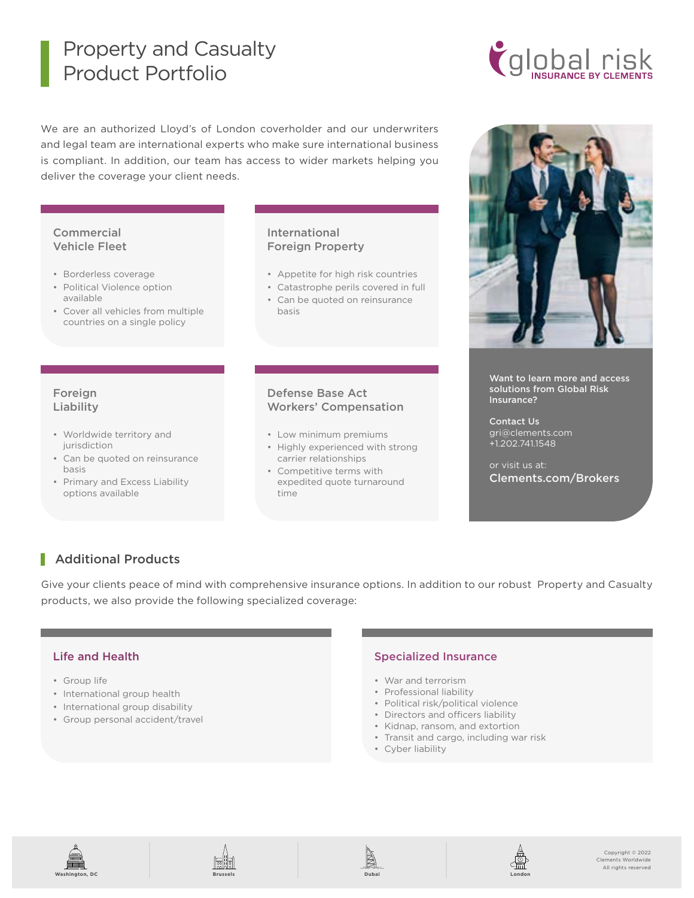# Property and Casualty Product Portfolio

global risk
INSURANCE BY CLEMENTS

We are an authorized Lloyd's of London coverholder and our underwriters and legal team are international experts who make sure international business is compliant. In addition, our team has access to wider markets helping you deliver the coverage your client needs.

### Commercial Vehicle Fleet

- Borderless coverage
- Political Violence option available
- Cover all vehicles from multiple countries on a single policy

### International Foreign Property

- Appetite for high risk countries
- Catastrophe perils covered in full
- Can be quoted on reinsurance basis

### Foreign Liability

- Worldwide territory and jurisdiction
- Can be quoted on reinsurance basis
- Primary and Excess Liability options available

### Defense Base Act Workers' Compensation

- Low minimum premiums
- Highly experienced with strong carrier relationships
- Competitive terms with expedited quote turnaround time

**Want to learn more and access solutions from Global Risk Insurance?**

**Contact Us**
gri@clements.com
+1.202.741.1548

or visit us at:
**Clements.com/Brokers**

## Additional Products

Give your clients peace of mind with comprehensive insurance options. In addition to our robust Property and Casualty products, we also provide the following specialized coverage:

### Life and Health

- Group life
- International group health
- International group disability
- Group personal accident/travel

### Specialized Insurance

- War and terrorism
- Professional liability
- Political risk/political violence
- Directors and officers liability
- Kidnap, ransom, and extortion
- Transit and cargo, including war risk
- Cyber liability

Washington, DC | Brussels | Dubai | London

Copyright © 2022
Clements Worldwide
All rights reserved